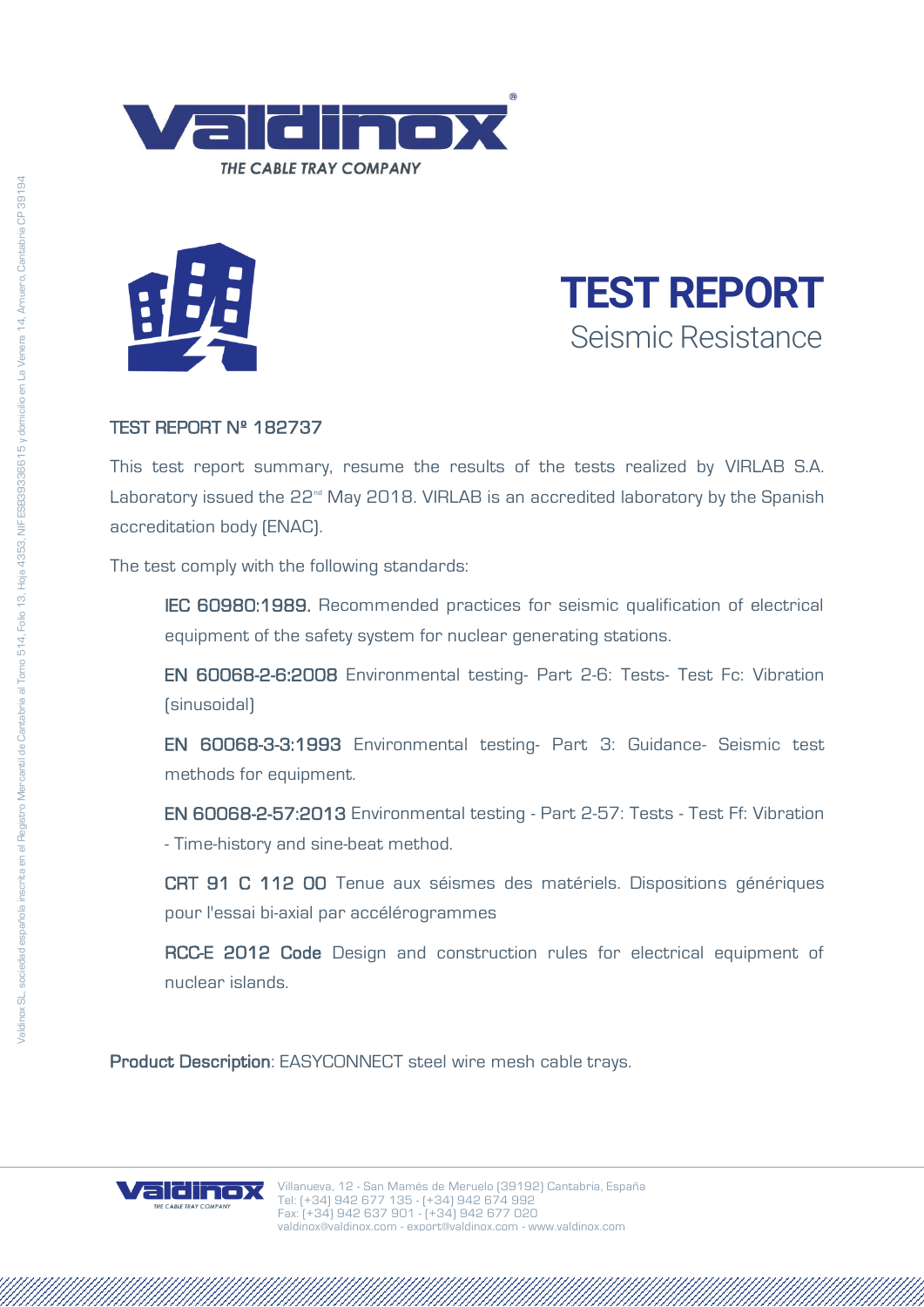# TEST REPORT

## Seismic Resistance

### TEST REPORT Nº 182737

This test report summary, resume the results of the tests realized by VIRLAB S.A. Laboratory issued the 22nd May 2018. VIRLAB is an accredited laboratory by the Spanish accreditation body (ENAC).

The test comply with the following standards:

**IEC 60980:1989.** Recommended practices for seismic qualification of electrical equipment of the safety system for nuclear generating stations.

**EN 60068-2-6:2008** Environmental testing- Part 2-6: Tests- Test Fc: Vibration (sinusoidal)

**EN 60068-3-3:1993** Environmental testing- Part 3: Guidance- Seismic test methods for equipment.

**EN 60068-2-57:2013** Environmental testing - Part 2-57: Tests - Test Ff: Vibration - Time-history and sine-beat method.

**CRT 91 C 112 00** Tenue aux séismes des matériels. Dispositions génériques pour l'essai bi-axial par accélérogrammes

**RCC-E 2012 Code** Design and construction rules for electrical equipment of nuclear islands.

**Product Description**: EASYCONNECT steel wire mesh cable trays.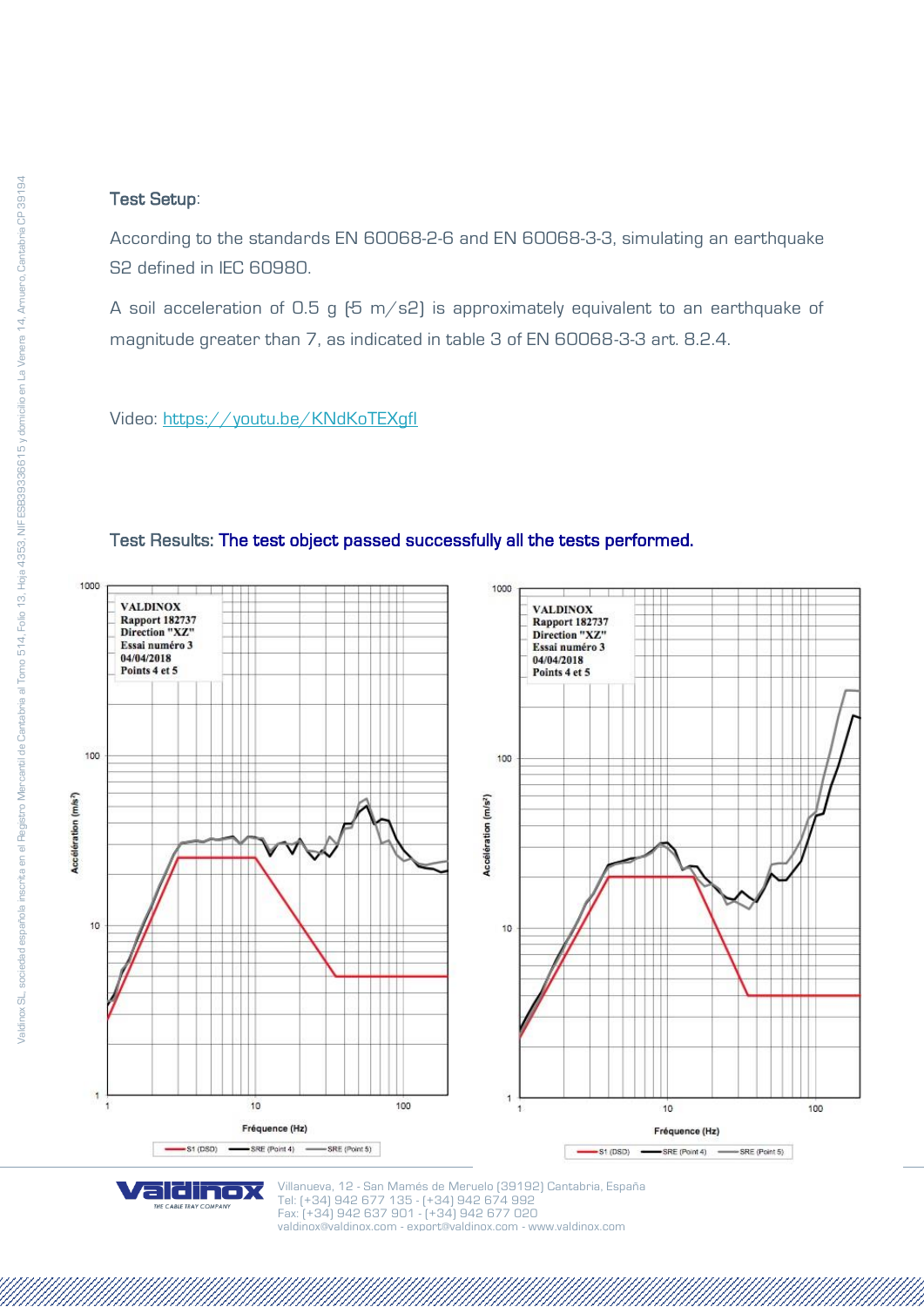**Test Setup**:

According to the standards EN 60068-2-6 and EN 60068-3-3, simulating an earthquake S2 defined in IEC 60980.

A soil acceleration of 0.5 g (5 m/s2) is approximately equivalent to an earthquake of magnitude greater than 7, as indicated in table 3 of EN 60068-3-3 art. 8.2.4.

Video: https://youtu.be/KNdKoTEXgfI

Test Results: **The test object passed successfully all the tests performed.**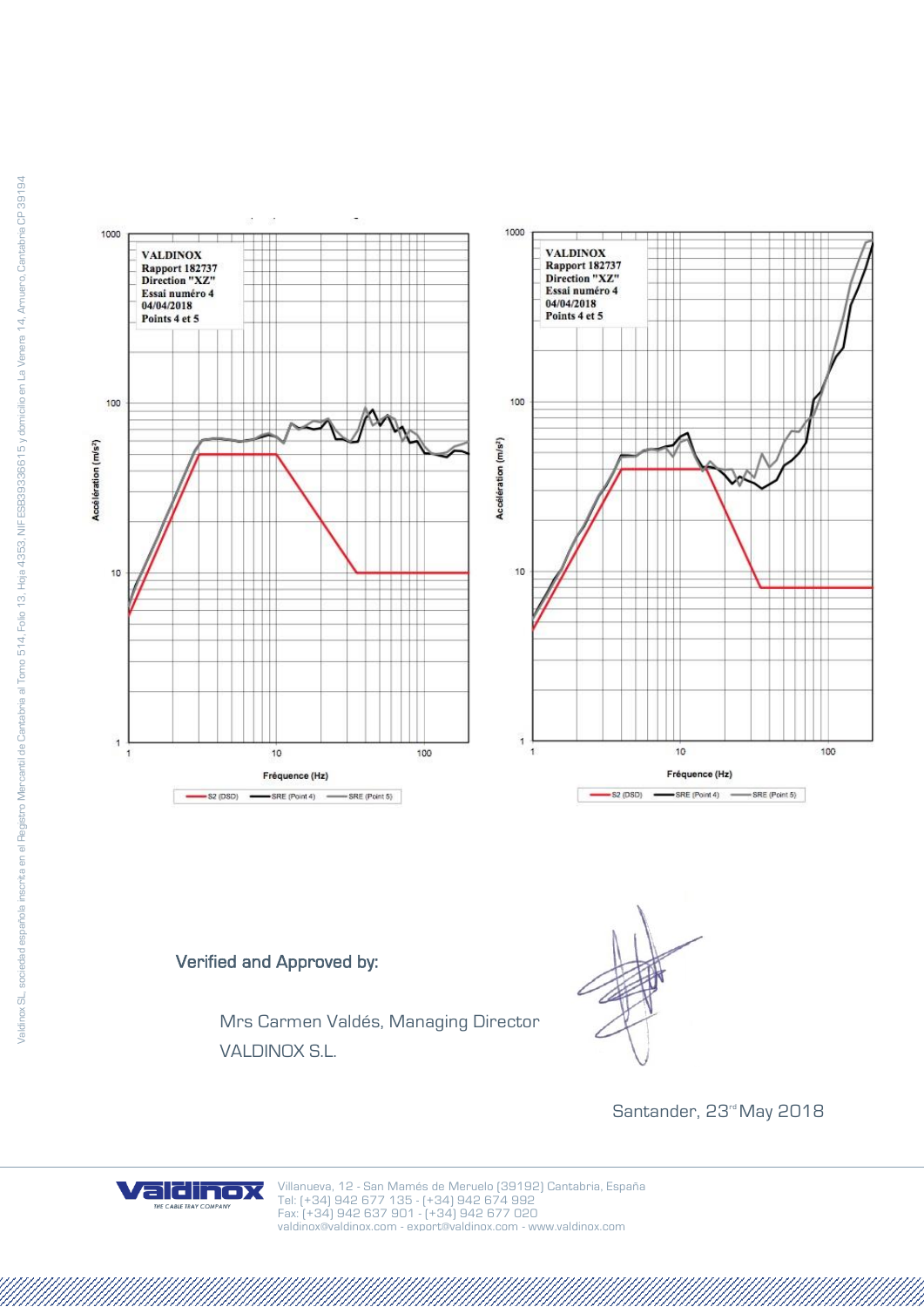VALDINOX
Rapport 182737
Direction "XZ"
Essai numéro 4
04/04/2018
Points 4 et 5

1000
100
10
1

Accélération (m/s²)

1
10
100

Fréquence (Hz)

S2 (DSD) — SRE (Point 4) — SRE (Point 5)

VALDINOX
Rapport 182737
Direction "XZ"
Essai numéro 4
04/04/2018
Points 4 et 5

1000
100
10
1

Accélération (m/s²)

1
10
100

Fréquence (Hz)

S2 (DSD) — SRE (Point 4) — SRE (Point 5)

Verified and Approved by:

Mrs Carmen Valdés, Managing Director
VALDINOX S.L.

Santander, 23rd May 2018

Valdinox SL, sociedad española inscrita en el Registro Mercantil de Cantabria al Tomo 514, Folio 13, Hoja 4353, NIF ESB39336615 y domicilio en La Venera 14, Arnuero, Cantabria CP 39194

Valdinox THE CABLE TRAY COMPANY

Villanueva, 12 - San Mamés de Meruelo (39192) Cantabria, España
Tel: (+34) 942 677 135 - (+34) 942 674 992
Fax: (+34) 942 637 901 - (+34) 942 677 020
valdinox@valdinox.com - export@valdinox.com - www.valdinox.com